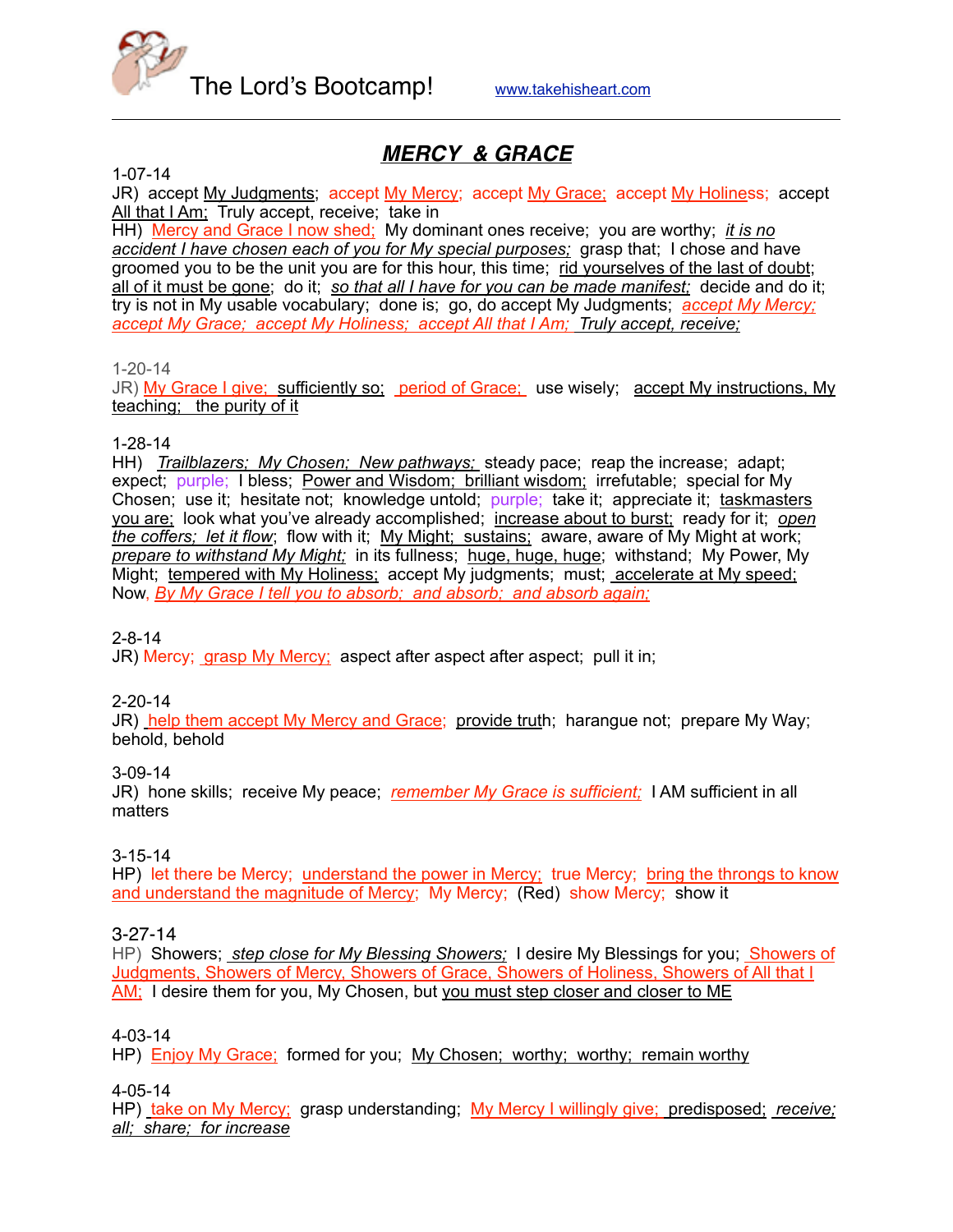The Lord's Bootcamp! www.takehisheart.com

# *MERCY & GRACE*

1-07-14
JR) accept My Judgments; accept My Mercy; accept My Grace; accept My Holiness; accept All that I Am; Truly accept, receive; take in
HH) Mercy and Grace I now shed; My dominant ones receive; you are worthy; *it is no accident I have chosen each of you for My special purposes;* grasp that; I chose and have groomed you to be the unit you are for this hour, this time; rid yourselves of the last of doubt; all of it must be gone; do it; *so that all I have for you can be made manifest;* decide and do it; try is not in My usable vocabulary; done is; go, do accept My Judgments; *accept My Mercy; accept My Grace; accept My Holiness; accept All that I Am; Truly accept, receive;*

1-20-14
JR) My Grace I give; sufficiently so; period of Grace; use wisely; accept My instructions, My teaching; the purity of it

1-28-14
HH) *Trailblazers; My Chosen; New pathways;* steady pace; reap the increase; adapt; expect; purple; I bless; Power and Wisdom; brilliant wisdom; irrefutable; special for My Chosen; use it; hesitate not; knowledge untold; purple; take it; appreciate it; taskmasters you are; look what you've already accomplished; increase about to burst; ready for it; *open the coffers; let it flow*; flow with it; My Might; sustains; aware, aware of My Might at work; *prepare to withstand My Might;* in its fullness; huge, huge, huge; withstand; My Power, My Might; tempered with My Holiness; accept My judgments; must; accelerate at My speed; Now, *By My Grace I tell you to absorb; and absorb; and absorb again;*

2-8-14
JR) Mercy; grasp My Mercy; aspect after aspect after aspect; pull it in;

2-20-14
JR) help them accept My Mercy and Grace; provide truth; harangue not; prepare My Way; behold, behold

3-09-14
JR) hone skills; receive My peace; *remember My Grace is sufficient;* I AM sufficient in all matters

3-15-14
HP) let there be Mercy; understand the power in Mercy; true Mercy; bring the throngs to know and understand the magnitude of Mercy; My Mercy; (Red) show Mercy; show it

3-27-14
HP) Showers; *step close for My Blessing Showers;* I desire My Blessings for you; Showers of Judgments, Showers of Mercy, Showers of Grace, Showers of Holiness, Showers of All that I AM; I desire them for you, My Chosen, but you must step closer and closer to ME

4-03-14
HP) Enjoy My Grace; formed for you; My Chosen; worthy; worthy; remain worthy

4-05-14
HP) take on My Mercy; grasp understanding; My Mercy I willingly give; predisposed; *receive; all; share; for increase*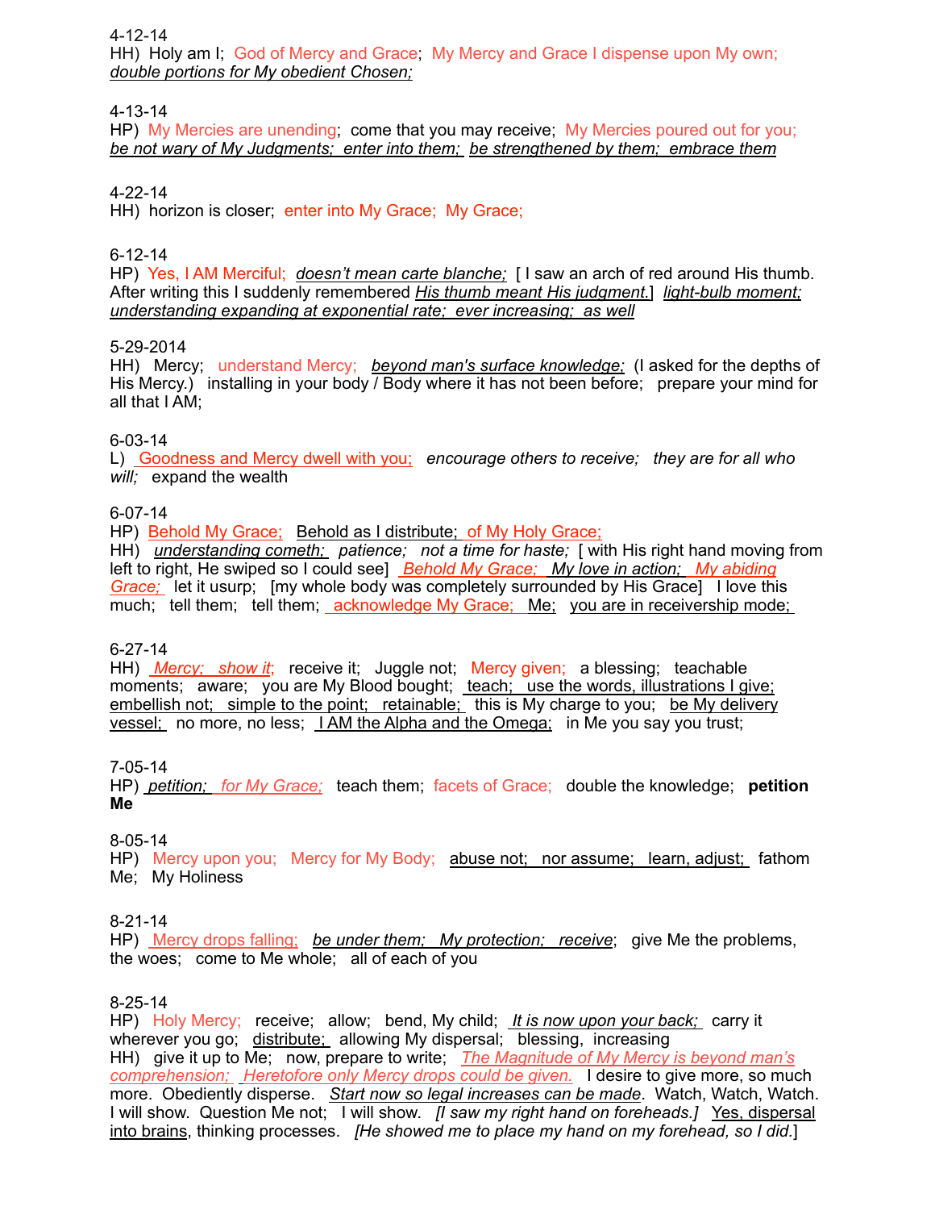4-12-14
HH) Holy am I; God of Mercy and Grace; My Mercy and Grace I dispense upon My own; *double portions for My obedient Chosen;*

4-13-14
HP) My Mercies are unending; come that you may receive; My Mercies poured out for you; *be not wary of My Judgments; enter into them; be strengthened by them; embrace them*

4-22-14
HH) horizon is closer; enter into My Grace; My Grace;

6-12-14
HP) Yes, I AM Merciful; *doesn't mean carte blanche;* [ I saw an arch of red around His thumb. After writing this I suddenly remembered His thumb meant His judgment.] *light-bulb moment; understanding expanding at exponential rate; ever increasing; as well*

5-29-2014
HH) Mercy; understand Mercy; *beyond man's surface knowledge;* (I asked for the depths of His Mercy.) installing in your body / Body where it has not been before; prepare your mind for all that I AM;

6-03-14
L) Goodness and Mercy dwell with you; *encourage others to receive; they are for all who will;* expand the wealth

6-07-14
HP) Behold My Grace; Behold as I distribute; of My Holy Grace;
HH) *understanding cometh; patience; not a time for haste;* [ with His right hand moving from left to right, He swiped so I could see] *Behold My Grace; My love in action; My abiding Grace;* let it usurp; [my whole body was completely surrounded by His Grace] I love this much; tell them; tell them; acknowledge My Grace; Me; you are in receivership mode;

6-27-14
HH) *Mercy; show it*; receive it; Juggle not; Mercy given; a blessing; teachable moments; aware; you are My Blood bought; teach; use the words, illustrations I give; embellish not; simple to the point; retainable; this is My charge to you; be My delivery vessel; no more, no less; I AM the Alpha and the Omega; in Me you say you trust;

7-05-14
HP) *petition; for My Grace;* teach them; facets of Grace; double the knowledge; **petition Me**

8-05-14
HP) Mercy upon you; Mercy for My Body; abuse not; nor assume; learn, adjust; fathom Me; My Holiness

8-21-14
HP) Mercy drops falling; *be under them; My protection; receive*; give Me the problems, the woes; come to Me whole; all of each of you

8-25-14
HP) Holy Mercy; receive; allow; bend, My child; *It is now upon your back;* carry it wherever you go; distribute; allowing My dispersal; blessing, increasing
HH) give it up to Me; now, prepare to write; *The Magnitude of My Mercy is beyond man's comprehension; Heretofore only Mercy drops could be given.* I desire to give more, so much more. Obediently disperse. *Start now so legal increases can be made*. Watch, Watch, Watch. I will show. Question Me not; I will show. *[I saw my right hand on foreheads.]* Yes, dispersal into brains, thinking processes. *[He showed me to place my hand on my forehead, so I did.]*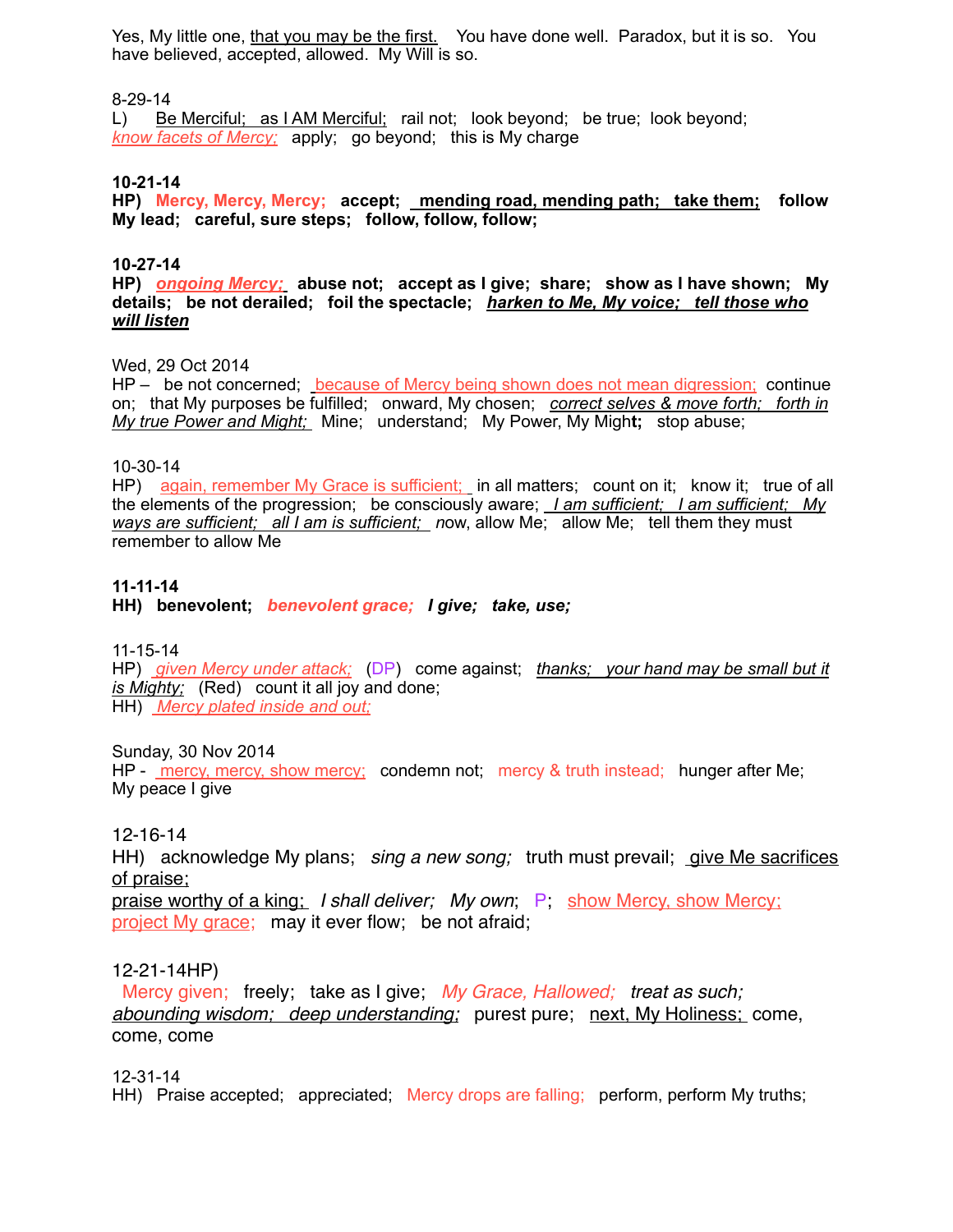Yes, My little one, <u>that you may be the first.</u> You have done well. Paradox, but it is so. You have believed, accepted, allowed. My Will is so.

8-29-14
L) <u>Be Merciful; as I AM Merciful;</u> rail not; look beyond; be true; look beyond; *<u>know facets of Mercy;</u>* apply; go beyond; this is My charge

**10-21-14**
**HP) Mercy, Mercy, Mercy; accept; <u>mending road, mending path; take them;</u> follow My lead; careful, sure steps; follow, follow, follow;**

**10-27-14**
**HP) *<u>ongoing Mercy;</u>* abuse not; accept as I give; share; show as I have shown; My details; be not derailed; foil the spectacle; *<u>harken to Me, My voice; tell those who will listen</u>***

Wed, 29 Oct 2014
HP – be not concerned; <u>because of Mercy being shown does not mean digression;</u> continue on; that My purposes be fulfilled; onward, My chosen; *<u>correct selves & move forth; forth in My true Power and Might;</u>* Mine; understand; My Power, My Might**;** stop abuse;

10-30-14
HP) <u>again, remember My Grace is sufficient;</u> in all matters; count on it; know it; true of all the elements of the progression; be consciously aware; *<u>I am sufficient; I am sufficient; My ways are sufficient; all I am is sufficient;</u>* now, allow Me; allow Me; tell them they must remember to allow Me

**11-11-14**
**HH) benevolent; *benevolent grace; I give; take, use;***

11-15-14
HP) *<u>given Mercy under attack;</u>* (DP) come against; *<u>thanks; your hand may be small but it is Mighty;</u>* (Red) count it all joy and done;
HH) *<u>Mercy plated inside and out;</u>*

Sunday, 30 Nov 2014
HP - <u>mercy, mercy, show mercy;</u> condemn not; mercy & truth instead; hunger after Me; My peace I give

12-16-14
HH) acknowledge My plans; *sing a new song;* truth must prevail; <u>give Me sacrifices of praise;</u>
<u>praise worthy of a king;</u> *I shall deliver; My own*; P; <u>show Mercy, show Mercy;</u> <u>project My grace;</u> may it ever flow; be not afraid;

12-21-14HP)
Mercy given; freely; take as I give; *My Grace, Hallowed; treat as such;* *<u>abounding wisdom; deep understanding;</u>* purest pure; <u>next, My Holiness;</u> come, come, come

12-31-14
HH) Praise accepted; appreciated; Mercy drops are falling; perform, perform My truths;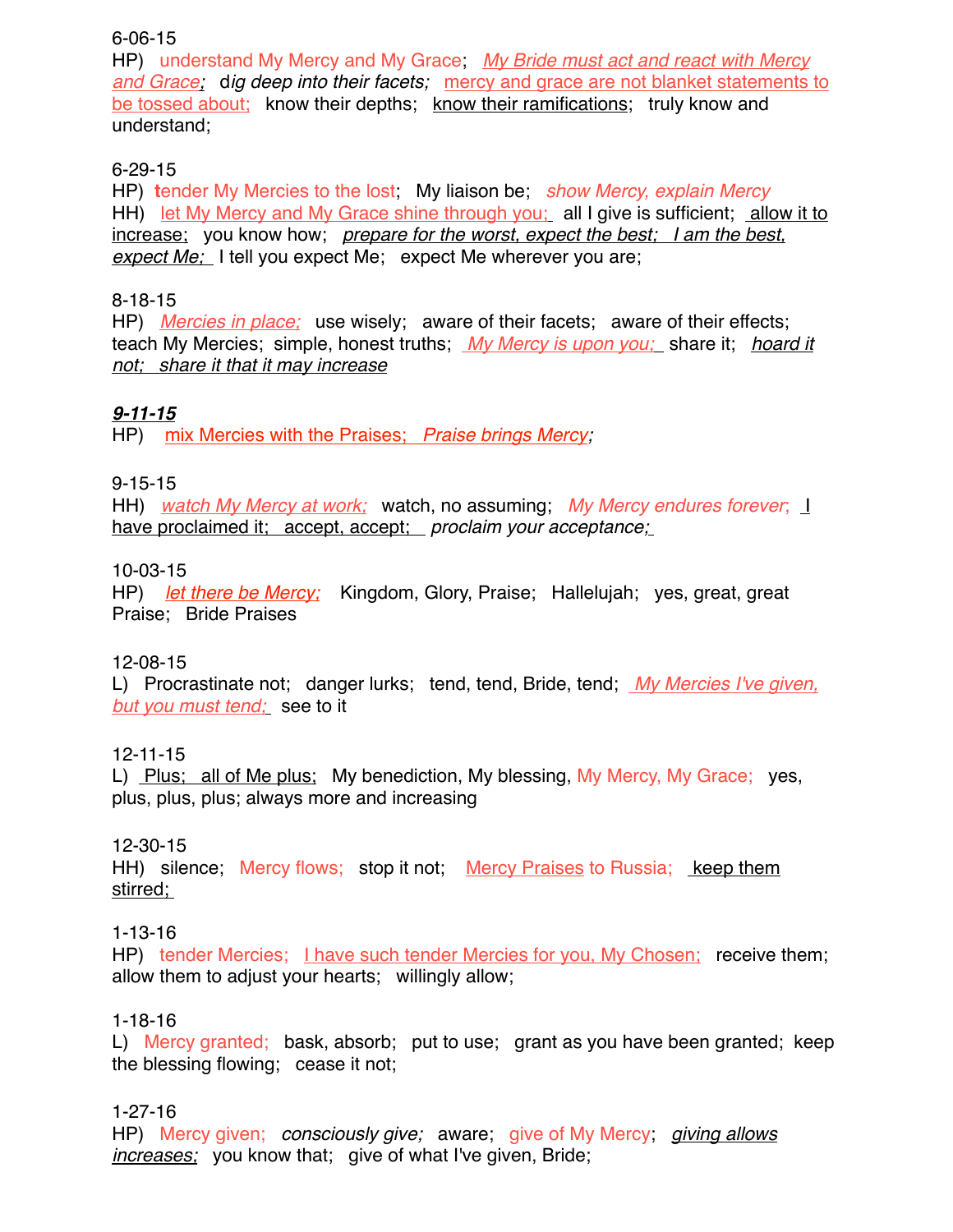6-06-15
HP) understand My Mercy and My Grace; *My Bride must act and react with Mercy and Grace;* d*ig deep into their facets;* mercy and grace are not blanket statements to be tossed about; know their depths; know their ramifications; truly know and understand;

6-29-15
HP) tender My Mercies to the lost; My liaison be; *show Mercy, explain Mercy*
HH) let My Mercy and My Grace shine through you; all I give is sufficient; allow it to increase; you know how; *prepare for the worst, expect the best; I am the best, expect Me;* I tell you expect Me; expect Me wherever you are;

8-18-15
HP) *Mercies in place;* use wisely; aware of their facets; aware of their effects; teach My Mercies; simple, honest truths; My Mercy is upon you; share it; *hoard it not; share it that it may increase*

***9-11-15***
HP) mix Mercies with the Praises; *Praise brings Mercy;*

9-15-15
HH) *watch My Mercy at work;* watch, no assuming; *My Mercy endures forever*; I have proclaimed it; accept, accept; *proclaim your acceptance;*

10-03-15
HP) *let there be Mercy;* Kingdom, Glory, Praise; Hallelujah; yes, great, great Praise; Bride Praises

12-08-15
L) Procrastinate not; danger lurks; tend, tend, Bride, tend; *My Mercies I've given, but you must tend;* see to it

12-11-15
L) Plus; all of Me plus; My benediction, My blessing, My Mercy, My Grace; yes, plus, plus, plus; always more and increasing

12-30-15
HH) silence; Mercy flows; stop it not; Mercy Praises to Russia; keep them stirred;

1-13-16
HP) tender Mercies; I have such tender Mercies for you, My Chosen; receive them; allow them to adjust your hearts; willingly allow;

1-18-16
L) Mercy granted; bask, absorb; put to use; grant as you have been granted; keep the blessing flowing; cease it not;

1-27-16
HP) Mercy given; *consciously give;* aware; give of My Mercy; *giving allows increases;* you know that; give of what I've given, Bride;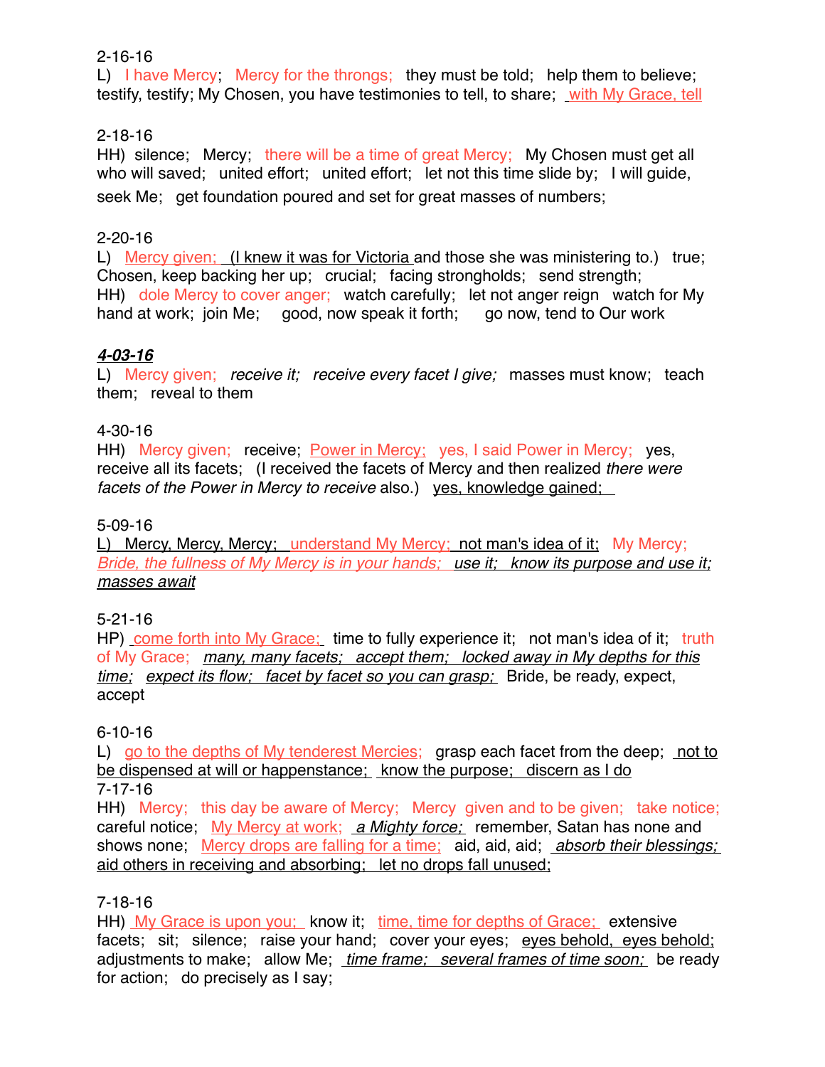2-16-16
L) I have Mercy; Mercy for the throngs; they must be told; help them to believe; testify, testify; My Chosen, you have testimonies to tell, to share; with My Grace, tell

2-18-16
HH) silence; Mercy; there will be a time of great Mercy; My Chosen must get all who will saved; united effort; united effort; let not this time slide by; I will guide, seek Me; get foundation poured and set for great masses of numbers;

2-20-16
L) Mercy given; (I knew it was for Victoria and those she was ministering to.) true; Chosen, keep backing her up; crucial; facing strongholds; send strength;
HH) dole Mercy to cover anger; watch carefully; let not anger reign watch for My hand at work; join Me; good, now speak it forth; go now, tend to Our work

***4-03-16***
L) Mercy given; *receive it; receive every facet I give;* masses must know; teach them; reveal to them

4-30-16
HH) Mercy given; receive; Power in Mercy; yes, I said Power in Mercy; yes, receive all its facets; (I received the facets of Mercy and then realized *there were facets of the Power in Mercy to receive* also.) yes, knowledge gained;

5-09-16
L) Mercy, Mercy, Mercy; understand My Mercy; not man's idea of it; My Mercy; *Bride, the fullness of My Mercy is in your hands; use it; know its purpose and use it; masses await*

5-21-16
HP) come forth into My Grace; time to fully experience it; not man's idea of it; truth of My Grace; *many, many facets; accept them; locked away in My depths for this time; expect its flow; facet by facet so you can grasp;* Bride, be ready, expect, accept

6-10-16
L) go to the depths of My tenderest Mercies; grasp each facet from the deep; not to be dispensed at will or happenstance; know the purpose; discern as I do

7-17-16
HH) Mercy; this day be aware of Mercy; Mercy given and to be given; take notice; careful notice; My Mercy at work; *a Mighty force;* remember, Satan has none and shows none; Mercy drops are falling for a time; aid, aid, aid; *absorb their blessings;* aid others in receiving and absorbing; let no drops fall unused;

7-18-16
HH) My Grace is upon you; know it; time, time for depths of Grace; extensive facets; sit; silence; raise your hand; cover your eyes; eyes behold, eyes behold; adjustments to make; allow Me; *time frame; several frames of time soon;* be ready for action; do precisely as I say;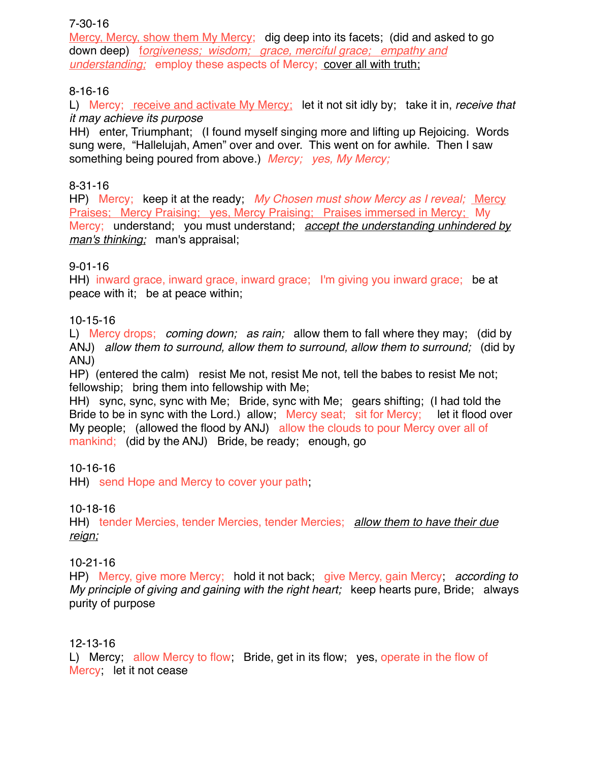7-30-16

Mercy, Mercy, show them My Mercy; dig deep into its facets; (did and asked to go down deep) *forgiveness; wisdom; grace, merciful grace; empathy and understanding;* employ these aspects of Mercy; cover all with truth;

8-16-16

L) Mercy; receive and activate My Mercy; let it not sit idly by; take it in, *receive that it may achieve its purpose*

HH) enter, Triumphant; (I found myself singing more and lifting up Rejoicing. Words sung were, "Hallelujah, Amen" over and over. This went on for awhile. Then I saw something being poured from above.) *Mercy; yes, My Mercy;*

8-31-16

HP) Mercy; keep it at the ready; *My Chosen must show Mercy as I reveal;* Mercy Praises; Mercy Praising; yes, Mercy Praising; Praises immersed in Mercy; My Mercy; understand; you must understand; *accept the understanding unhindered by man's thinking;* man's appraisal;

9-01-16

HH) inward grace, inward grace, inward grace; I'm giving you inward grace; be at peace with it; be at peace within;

10-15-16

L) Mercy drops; *coming down; as rain;* allow them to fall where they may; (did by ANJ) *allow them to surround, allow them to surround, allow them to surround;* (did by ANJ)

HP) (entered the calm) resist Me not, resist Me not, tell the babes to resist Me not; fellowship; bring them into fellowship with Me;

HH) sync, sync, sync with Me; Bride, sync with Me; gears shifting; (I had told the Bride to be in sync with the Lord.) allow; Mercy seat; sit for Mercy; let it flood over My people; (allowed the flood by ANJ) allow the clouds to pour Mercy over all of mankind; (did by the ANJ) Bride, be ready; enough, go

10-16-16

HH) send Hope and Mercy to cover your path;

10-18-16

HH) tender Mercies, tender Mercies, tender Mercies; *allow them to have their due reign;*

10-21-16

HP) Mercy, give more Mercy; hold it not back; give Mercy, gain Mercy; *according to My principle of giving and gaining with the right heart;* keep hearts pure, Bride; always purity of purpose

12-13-16

L) Mercy; allow Mercy to flow; Bride, get in its flow; yes, operate in the flow of Mercy; let it not cease